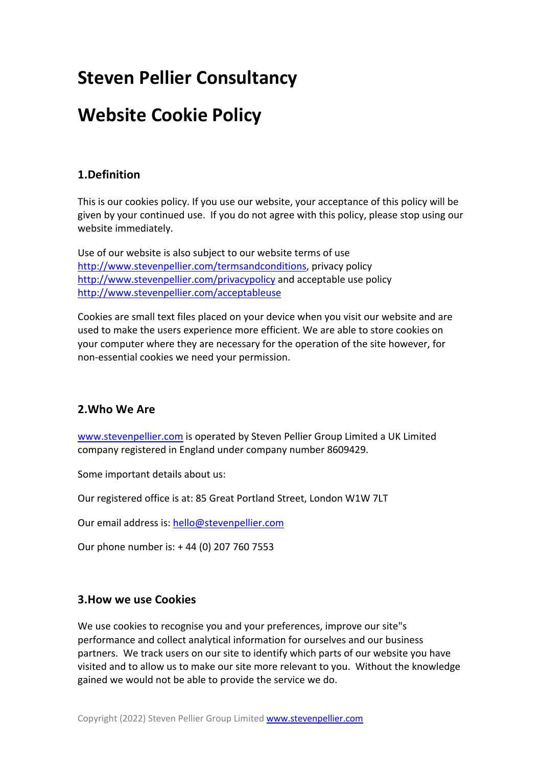# Steven Pellier Consultancy

# Website Cookie Policy

## 1.Definition

This is our cookies policy. If you use our website, your acceptance of this policy will be given by your continued use. If you do not agree with this policy, please stop using our website immediately.

Use of our website is also subject to our website terms of use http://www.stevenpellier.com/termsandconditions, privacy policy http://www.stevenpellier.com/privacypolicy and acceptable use policy http://www.stevenpellier.com/acceptableuse

Cookies are small text files placed on your device when you visit our website and are used to make the users experience more efficient. We are able to store cookies on your computer where they are necessary for the operation of the site however, for non-essential cookies we need your permission.

## 2.Who We Are

www.stevenpellier.com is operated by Steven Pellier Group Limited a UK Limited company registered in England under company number 8609429.

Some important details about us:

Our registered office is at: 85 Great Portland Street, London W1W 7LT

Our email address is: hello@stevenpellier.com

Our phone number is: + 44 (0) 207 760 7553

## 3.How we use Cookies

We use cookies to recognise you and your preferences, improve our site"s performance and collect analytical information for ourselves and our business partners. We track users on our site to identify which parts of our website you have visited and to allow us to make our site more relevant to you. Without the knowledge gained we would not be able to provide the service we do.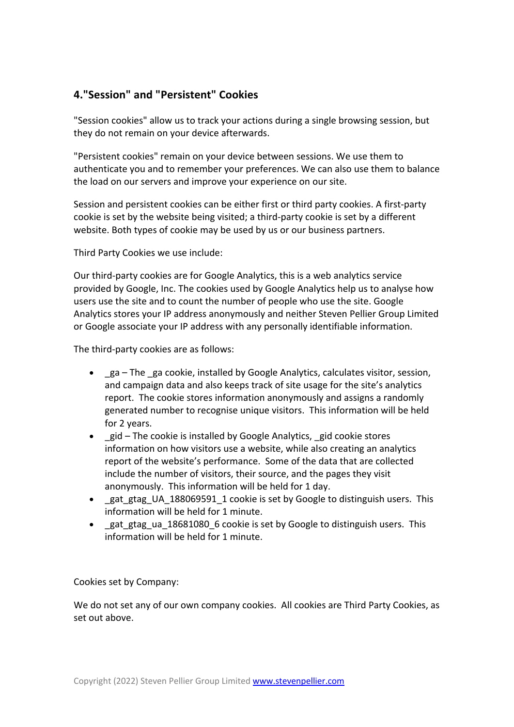## 4."Session" and "Persistent" Cookies

"Session cookies" allow us to track your actions during a single browsing session, but they do not remain on your device afterwards.

"Persistent cookies" remain on your device between sessions. We use them to authenticate you and to remember your preferences. We can also use them to balance the load on our servers and improve your experience on our site.

Session and persistent cookies can be either first or third party cookies. A first-party cookie is set by the website being visited; a third-party cookie is set by a different website. Both types of cookie may be used by us or our business partners.

Third Party Cookies we use include:

Our third-party cookies are for Google Analytics, this is a web analytics service provided by Google, Inc. The cookies used by Google Analytics help us to analyse how users use the site and to count the number of people who use the site. Google Analytics stores your IP address anonymously and neither Steven Pellier Group Limited or Google associate your IP address with any personally identifiable information.

The third-party cookies are as follows:

- _ga – The _ga cookie, installed by Google Analytics, calculates visitor, session, and campaign data and also keeps track of site usage for the site's analytics report. The cookie stores information anonymously and assigns a randomly generated number to recognise unique visitors. This information will be held for 2 years.
- _gid – The cookie is installed by Google Analytics, _gid cookie stores information on how visitors use a website, while also creating an analytics report of the website's performance. Some of the data that are collected include the number of visitors, their source, and the pages they visit anonymously. This information will be held for 1 day.
- _gat_gtag_UA_188069591_1 cookie is set by Google to distinguish users. This information will be held for 1 minute.
- _gat_gtag_ua_18681080_6 cookie is set by Google to distinguish users. This information will be held for 1 minute.

Cookies set by Company:

We do not set any of our own company cookies. All cookies are Third Party Cookies, as set out above.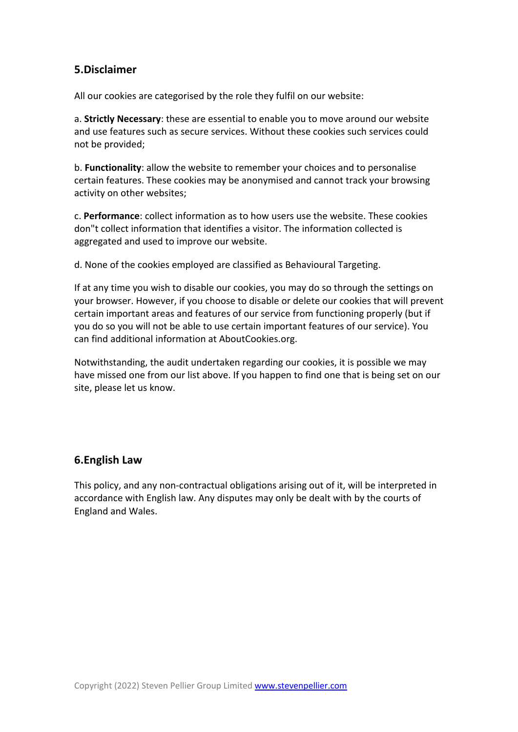## 5.Disclaimer

All our cookies are categorised by the role they fulfil on our website:

a. **Strictly Necessary**: these are essential to enable you to move around our website and use features such as secure services. Without these cookies such services could not be provided;

b. **Functionality**: allow the website to remember your choices and to personalise certain features. These cookies may be anonymised and cannot track your browsing activity on other websites;

c. **Performance**: collect information as to how users use the website. These cookies don"t collect information that identifies a visitor. The information collected is aggregated and used to improve our website.

d. None of the cookies employed are classified as Behavioural Targeting.

If at any time you wish to disable our cookies, you may do so through the settings on your browser. However, if you choose to disable or delete our cookies that will prevent certain important areas and features of our service from functioning properly (but if you do so you will not be able to use certain important features of our service). You can find additional information at AboutCookies.org.

Notwithstanding, the audit undertaken regarding our cookies, it is possible we may have missed one from our list above. If you happen to find one that is being set on our site, please let us know.

## 6.English Law

This policy, and any non-contractual obligations arising out of it, will be interpreted in accordance with English law. Any disputes may only be dealt with by the courts of England and Wales.

Copyright (2022) Steven Pellier Group Limited [www.stevenpellier.com](http://www.stevenpellier.com)